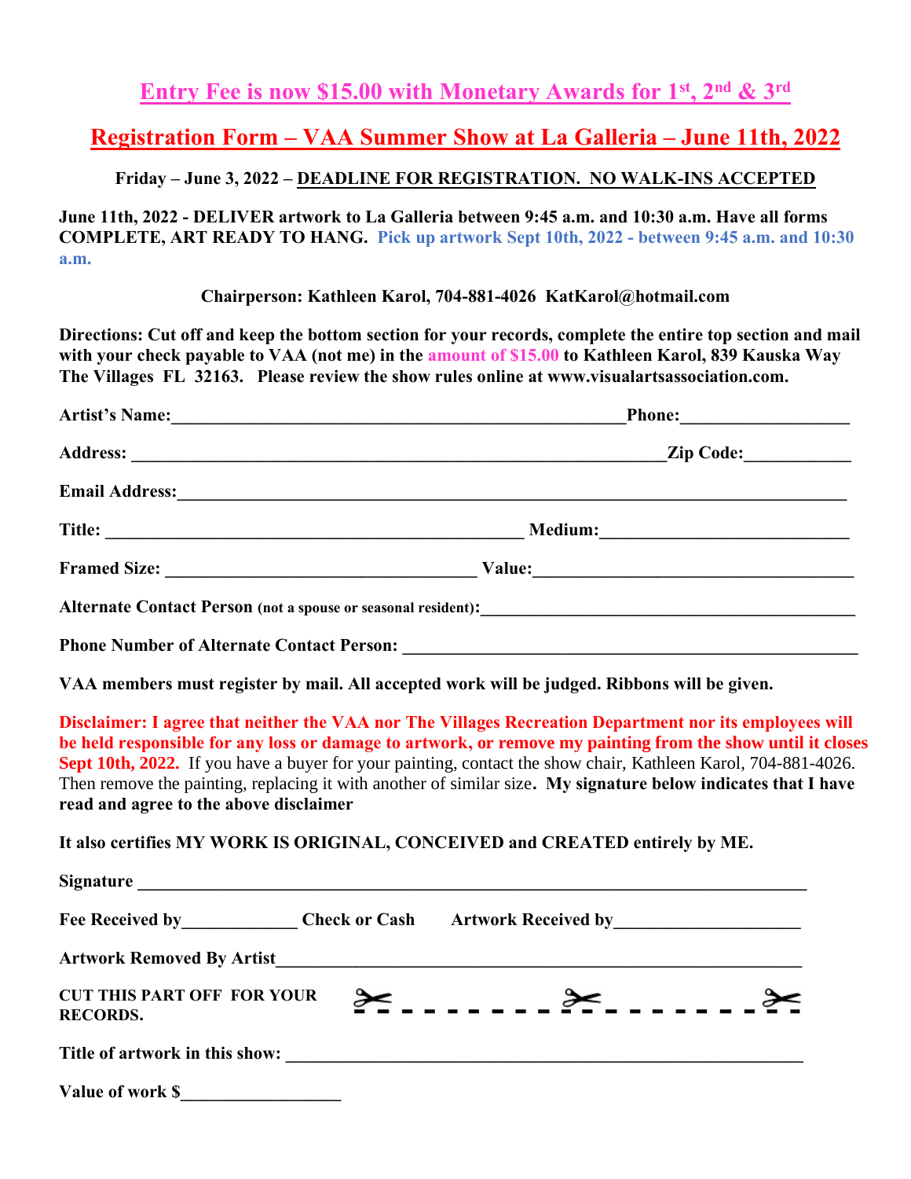## Entry Fee is now $15.00 with Monetary Awards for 1st, 2nd & 3rd

## Registration Form – VAA Summer Show at La Galleria – June 11th, 2022

**Friday – June 3, 2022 – DEADLINE FOR REGISTRATION. NO WALK-INS ACCEPTED**

**June 11th, 2022 - DELIVER artwork to La Galleria between 9:45 a.m. and 10:30 a.m. Have all forms COMPLETE, ART READY TO HANG. Pick up artwork Sept 10th, 2022 - between 9:45 a.m. and 10:30 a.m.**

**Chairperson: Kathleen Karol, 704-881-4026 KatKarol@hotmail.com**

**Directions: Cut off and keep the bottom section for your records, complete the entire top section and mail with your check payable to VAA (not me) in the amount of $15.00 to Kathleen Karol, 839 Kauska Way The Villages FL 32163. Please review the show rules online at www.visualartsassociation.com.**

**Artist's Name:**_____________________________________________________**Phone:**___________________

**Address:** ____________________________________________________________**Zip Code:**____________

**Email Address:**__________________________________________________________________________

**Title:** _________________________________________________ **Medium:**____________________________

**Framed Size:** ____________________________________ **Value:**_____________________________________

**Alternate Contact Person (not a spouse or seasonal resident):**_____________________________________________

**Phone Number of Alternate Contact Person:** ___________________________________________________

**VAA members must register by mail. All accepted work will be judged. Ribbons will be given.**

**Disclaimer: I agree that neither the VAA nor The Villages Recreation Department nor its employees will be held responsible for any loss or damage to artwork, or remove my painting from the show until it closes Sept 10th, 2022.** If you have a buyer for your painting, contact the show chair, Kathleen Karol, 704-881-4026. Then remove the painting, replacing it with another of similar size**. My signature below indicates that I have read and agree to the above disclaimer**

**It also certifies MY WORK IS ORIGINAL, CONCEIVED and CREATED entirely by ME.**

**Signature** ______________________________________________________________________________

**Fee Received by**_____________ **Check or Cash** **Artwork Received by**_____________________

**Artwork Removed By Artist**____________________________________________________________

**CUT THIS PART OFF FOR YOUR RECORDS.** ✂ - - - - - - - ✂ - - - - - - - ✂

**Title of artwork in this show:** ___________________________________________________________

**Value of work $**__________________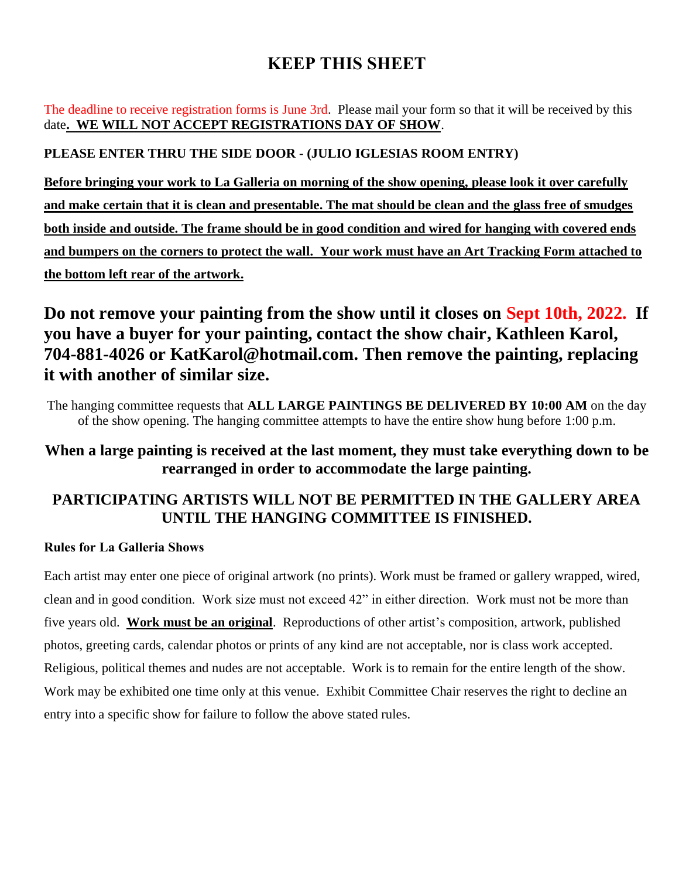# KEEP THIS SHEET

The deadline to receive registration forms is June 3rd. Please mail your form so that it will be received by this date**. WE WILL NOT ACCEPT REGISTRATIONS DAY OF SHOW**.

**PLEASE ENTER THRU THE SIDE DOOR - (JULIO IGLESIAS ROOM ENTRY)**

**Before bringing your work to La Galleria on morning of the show opening, please look it over carefully and make certain that it is clean and presentable. The mat should be clean and the glass free of smudges both inside and outside. The frame should be in good condition and wired for hanging with covered ends and bumpers on the corners to protect the wall. Your work must have an Art Tracking Form attached to the bottom left rear of the artwork.**

## Do not remove your painting from the show until it closes on Sept 10th, 2022. If you have a buyer for your painting, contact the show chair, Kathleen Karol, 704-881-4026 or KatKarol@hotmail.com. Then remove the painting, replacing it with another of similar size.

The hanging committee requests that **ALL LARGE PAINTINGS BE DELIVERED BY 10:00 AM** on the day of the show opening. The hanging committee attempts to have the entire show hung before 1:00 p.m.

### When a large painting is received at the last moment, they must take everything down to be rearranged in order to accommodate the large painting.

### PARTICIPATING ARTISTS WILL NOT BE PERMITTED IN THE GALLERY AREA UNTIL THE HANGING COMMITTEE IS FINISHED.

**Rules for La Galleria Shows**

Each artist may enter one piece of original artwork (no prints). Work must be framed or gallery wrapped, wired, clean and in good condition. Work size must not exceed 42" in either direction. Work must not be more than five years old. **Work must be an original**. Reproductions of other artist's composition, artwork, published photos, greeting cards, calendar photos or prints of any kind are not acceptable, nor is class work accepted. Religious, political themes and nudes are not acceptable. Work is to remain for the entire length of the show. Work may be exhibited one time only at this venue. Exhibit Committee Chair reserves the right to decline an entry into a specific show for failure to follow the above stated rules.